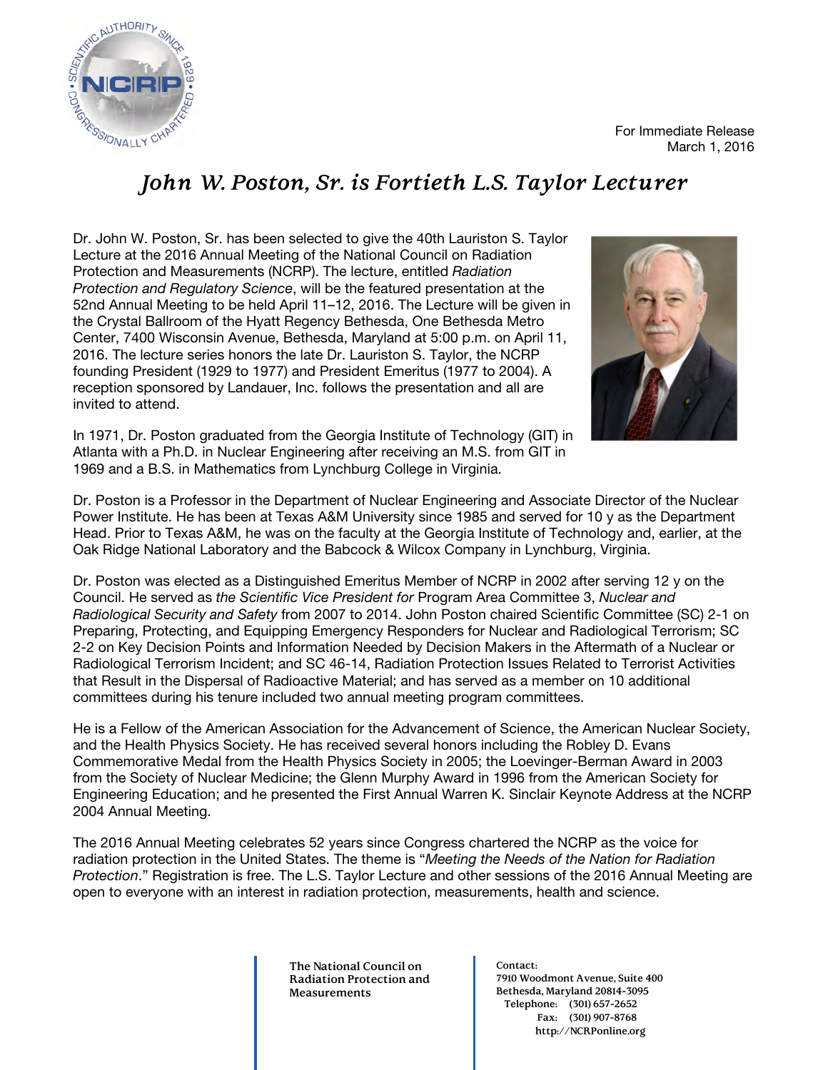For Immediate Release
March 1, 2016

# *John W. Poston, Sr. is Fortieth L.S. Taylor Lecturer*

Dr. John W. Poston, Sr. has been selected to give the 40th Lauriston S. Taylor Lecture at the 2016 Annual Meeting of the National Council on Radiation Protection and Measurements (NCRP). The lecture, entitled *Radiation Protection and Regulatory Science*, will be the featured presentation at the 52nd Annual Meeting to be held April 11–12, 2016. The Lecture will be given in the Crystal Ballroom of the Hyatt Regency Bethesda, One Bethesda Metro Center, 7400 Wisconsin Avenue, Bethesda, Maryland at 5:00 p.m. on April 11, 2016. The lecture series honors the late Dr. Lauriston S. Taylor, the NCRP founding President (1929 to 1977) and President Emeritus (1977 to 2004). A reception sponsored by Landauer, Inc. follows the presentation and all are invited to attend.

In 1971, Dr. Poston graduated from the Georgia Institute of Technology (GIT) in Atlanta with a Ph.D. in Nuclear Engineering after receiving an M.S. from GIT in 1969 and a B.S. in Mathematics from Lynchburg College in Virginia.

Dr. Poston is a Professor in the Department of Nuclear Engineering and Associate Director of the Nuclear Power Institute. He has been at Texas A&M University since 1985 and served for 10 y as the Department Head. Prior to Texas A&M, he was on the faculty at the Georgia Institute of Technology and, earlier, at the Oak Ridge National Laboratory and the Babcock & Wilcox Company in Lynchburg, Virginia.

Dr. Poston was elected as a Distinguished Emeritus Member of NCRP in 2002 after serving 12 y on the Council. He served as *the Scientific Vice President for* Program Area Committee 3, *Nuclear and Radiological Security and Safety* from 2007 to 2014. John Poston chaired Scientific Committee (SC) 2-1 on Preparing, Protecting, and Equipping Emergency Responders for Nuclear and Radiological Terrorism; SC 2-2 on Key Decision Points and Information Needed by Decision Makers in the Aftermath of a Nuclear or Radiological Terrorism Incident; and SC 46-14, Radiation Protection Issues Related to Terrorist Activities that Result in the Dispersal of Radioactive Material; and has served as a member on 10 additional committees during his tenure included two annual meeting program committees.

He is a Fellow of the American Association for the Advancement of Science, the American Nuclear Society, and the Health Physics Society. He has received several honors including the Robley D. Evans Commemorative Medal from the Health Physics Society in 2005; the Loevinger-Berman Award in 2003 from the Society of Nuclear Medicine; the Glenn Murphy Award in 1996 from the American Society for Engineering Education; and he presented the First Annual Warren K. Sinclair Keynote Address at the NCRP 2004 Annual Meeting.

The 2016 Annual Meeting celebrates 52 years since Congress chartered the NCRP as the voice for radiation protection in the United States. The theme is "*Meeting the Needs of the Nation for Radiation Protection*." Registration is free. The L.S. Taylor Lecture and other sessions of the 2016 Annual Meeting are open to everyone with an interest in radiation protection, measurements, health and science.

**The National Council on Radiation Protection and Measurements**

**Contact:**
**7910 Woodmont Avenue, Suite 400**
**Bethesda, Maryland 20814-3095**
**Telephone: (301) 657-2652**
**Fax: (301) 907-8768**
**http://NCRPonline.org**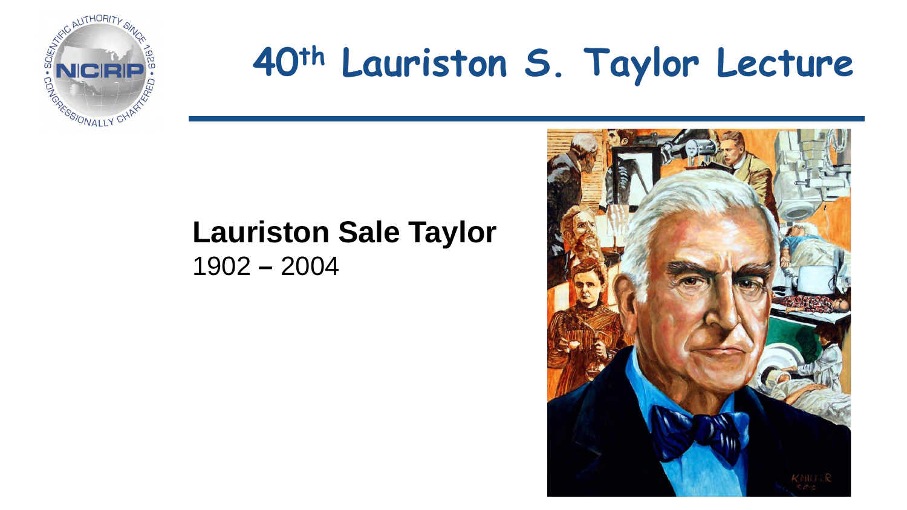# 40th Lauriston S. Taylor Lecture

**Lauriston Sale Taylor**
1902 – 2004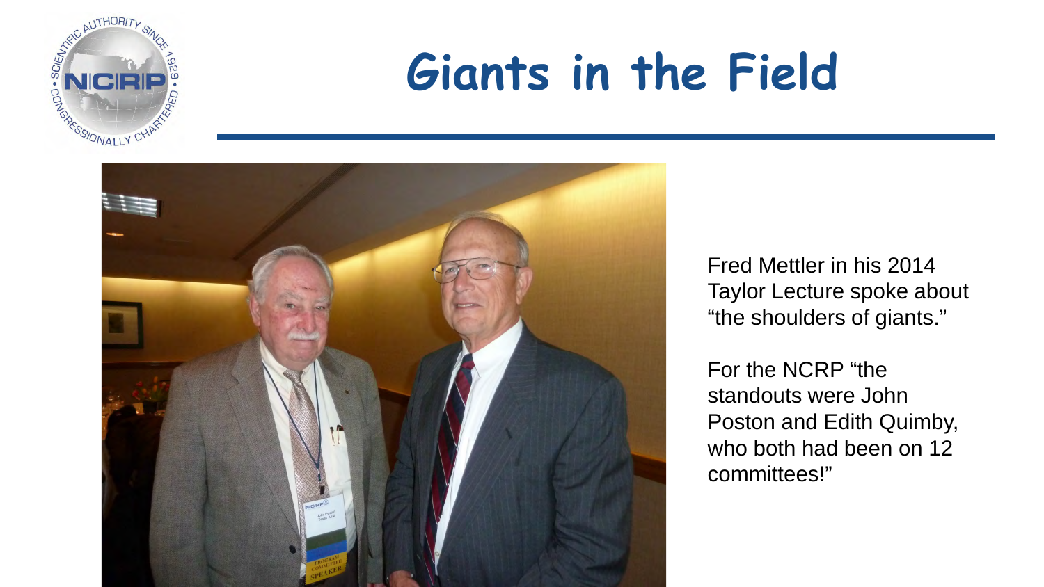# Giants in the Field

Fred Mettler in his 2014 Taylor Lecture spoke about "the shoulders of giants."

For the NCRP "the standouts were John Poston and Edith Quimby, who both had been on 12 committees!"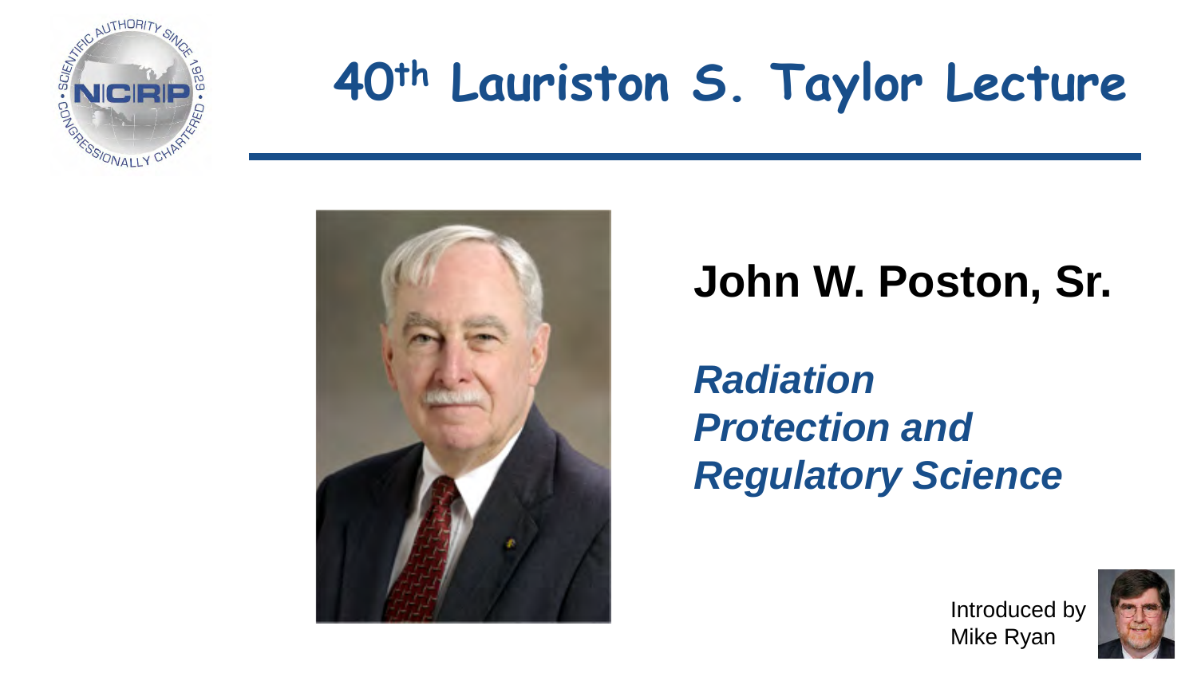# 40th Lauriston S. Taylor Lecture

## John W. Poston, Sr.

***Radiation Protection and Regulatory Science***

Introduced by Mike Ryan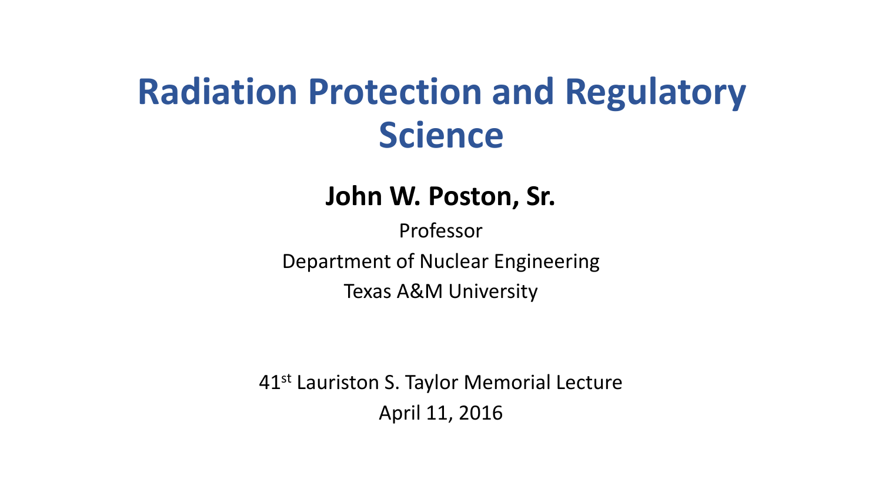# Radiation Protection and Regulatory Science

**John W. Poston, Sr.**

Professor

Department of Nuclear Engineering

Texas A&M University

41st Lauriston S. Taylor Memorial Lecture

April 11, 2016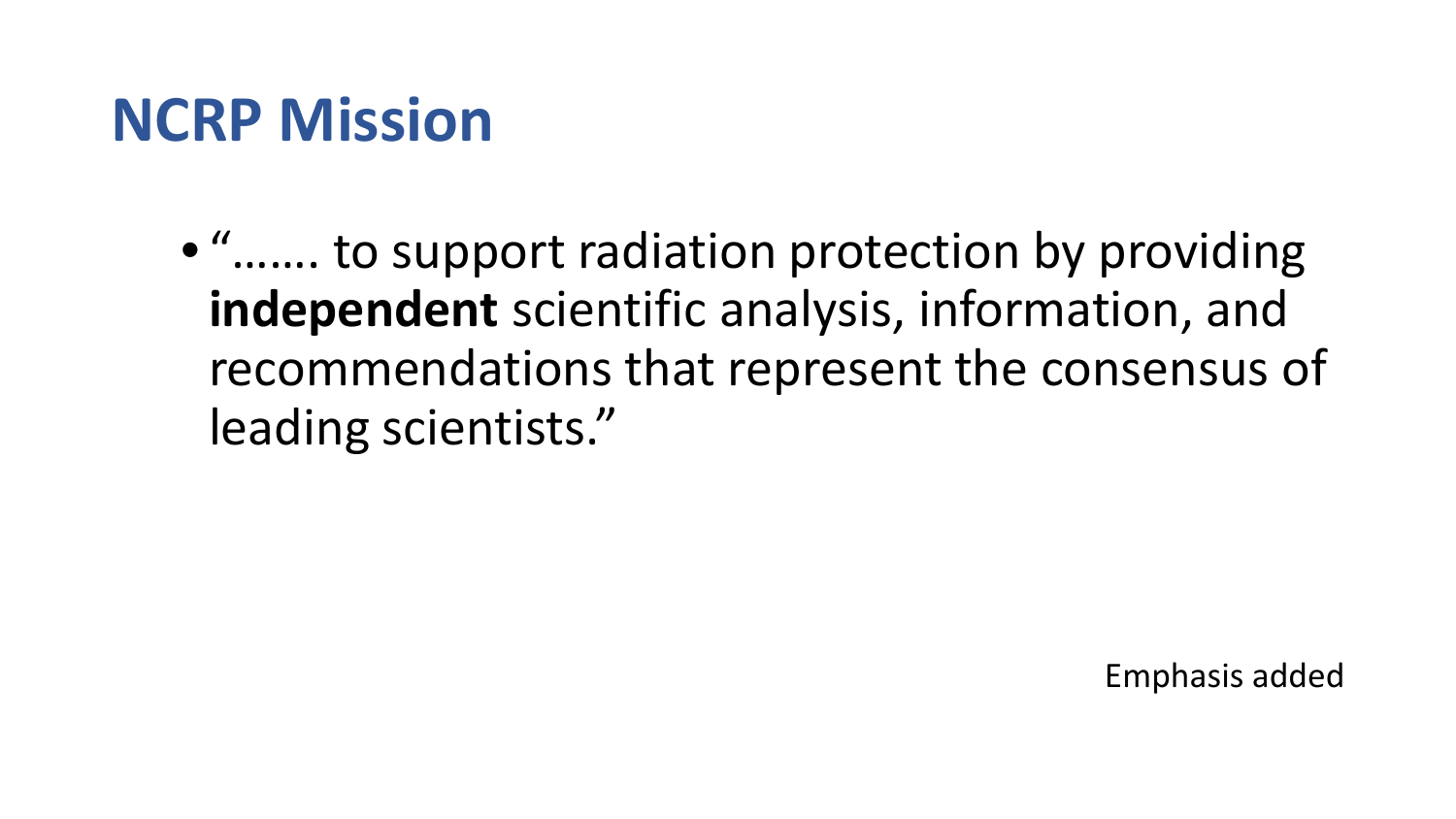# NCRP Mission

- "……. to support radiation protection by providing **independent** scientific analysis, information, and recommendations that represent the consensus of leading scientists."

Emphasis added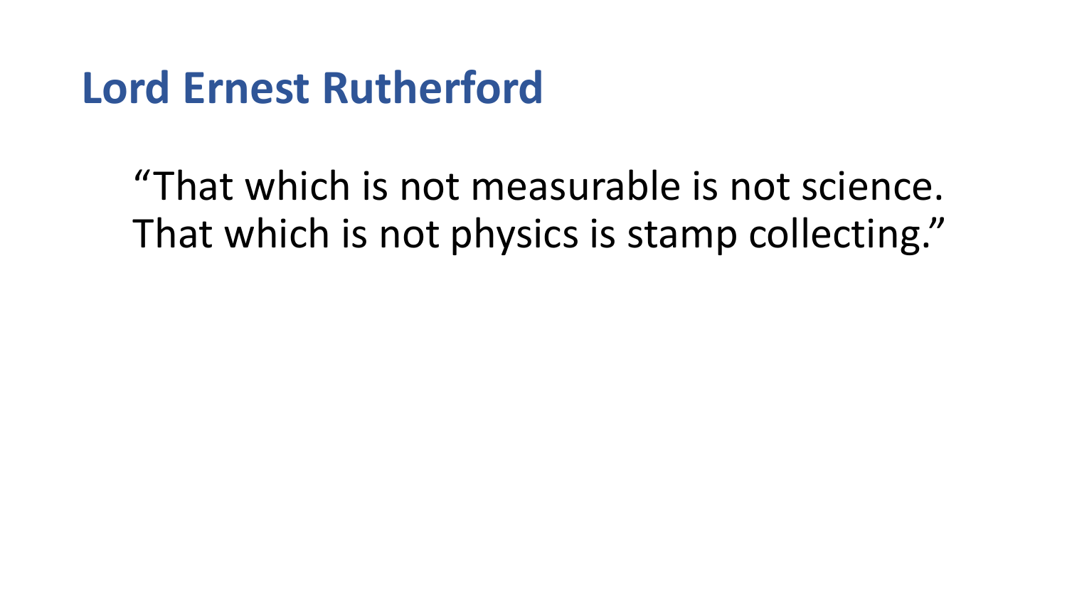# Lord Ernest Rutherford

"That which is not measurable is not science.
That which is not physics is stamp collecting."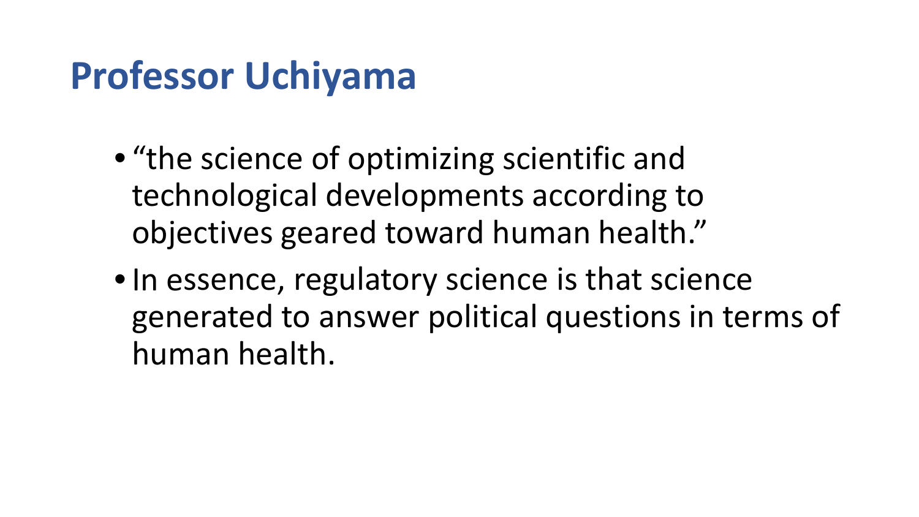# Professor Uchiyama

- "the science of optimizing scientific and technological developments according to objectives geared toward human health."
- In essence, regulatory science is that science generated to answer political questions in terms of human health.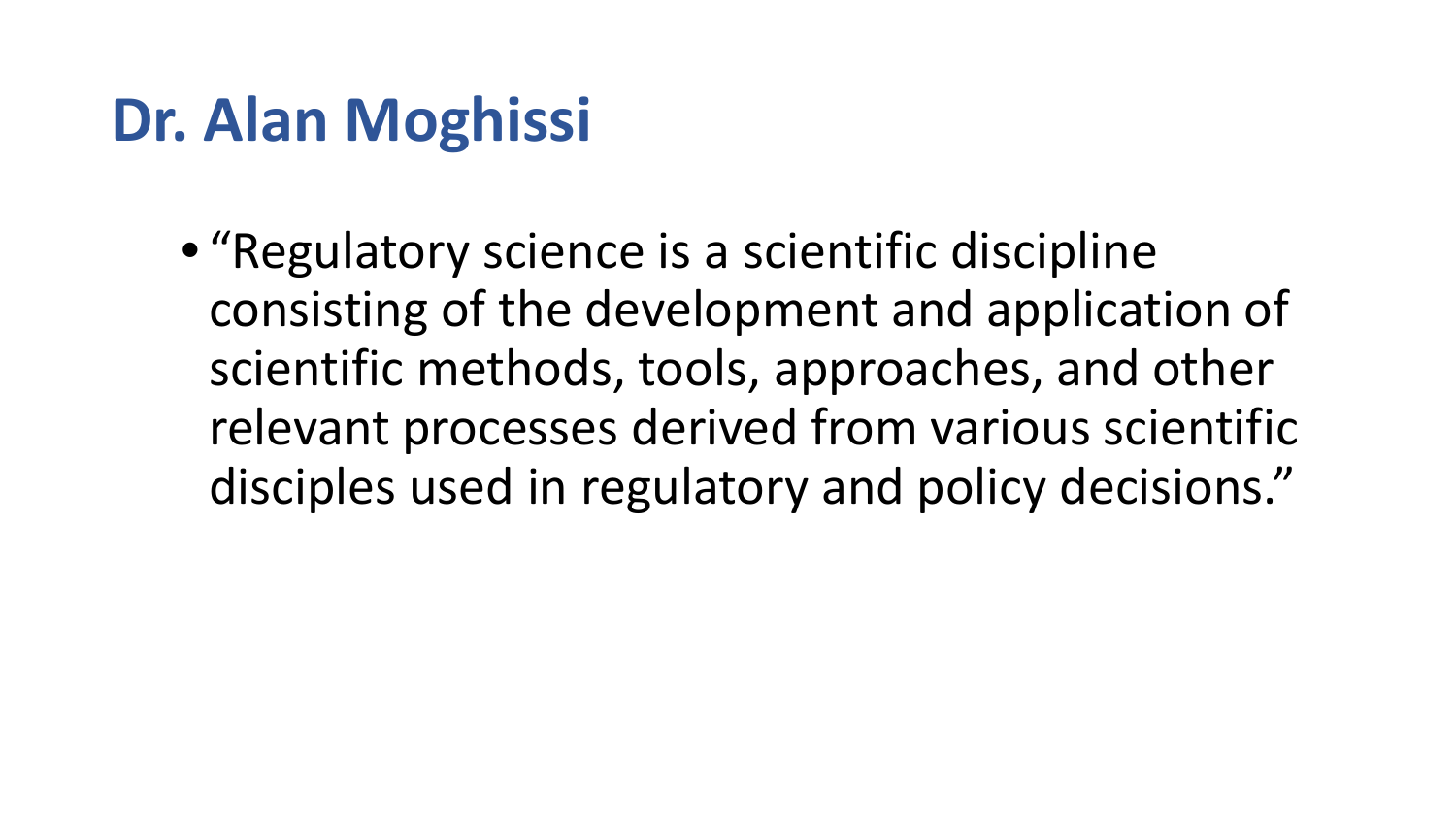# Dr. Alan Moghissi

- "Regulatory science is a scientific discipline consisting of the development and application of scientific methods, tools, approaches, and other relevant processes derived from various scientific disciples used in regulatory and policy decisions."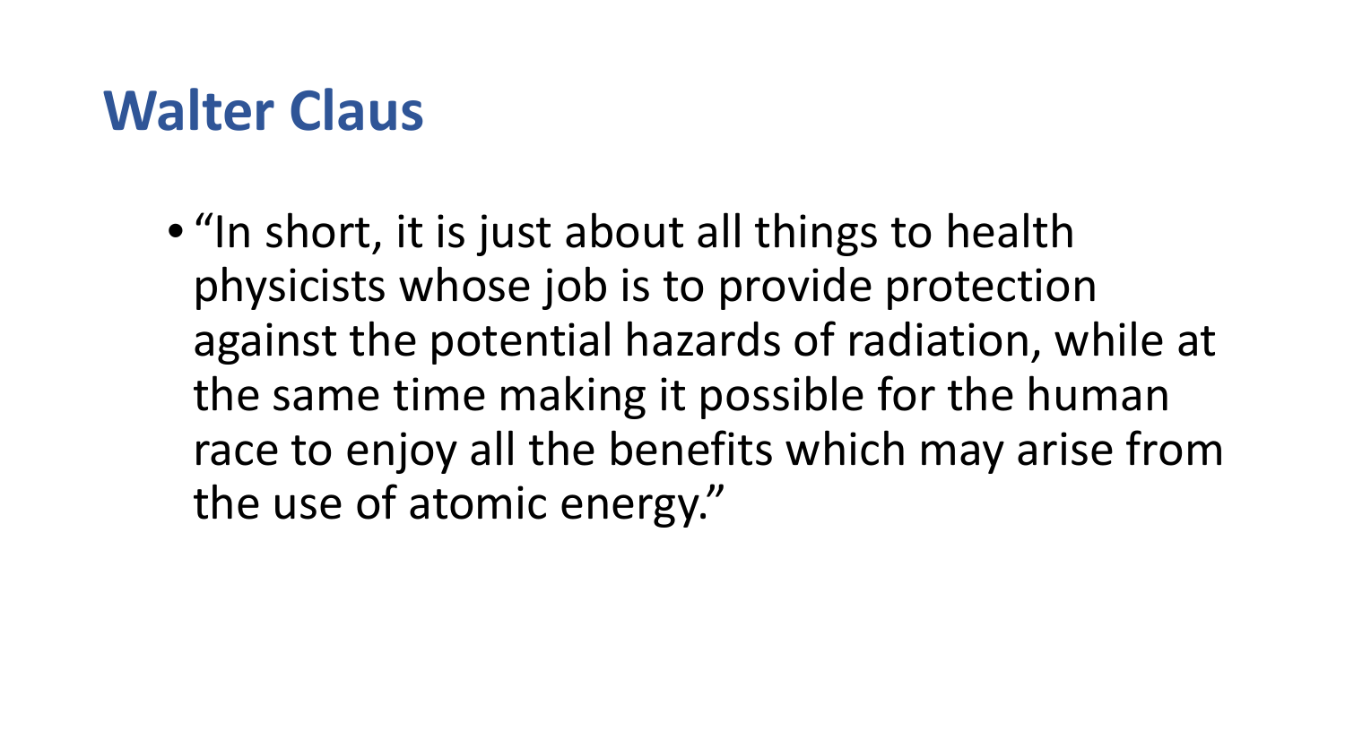# Walter Claus

- "In short, it is just about all things to health physicists whose job is to provide protection against the potential hazards of radiation, while at the same time making it possible for the human race to enjoy all the benefits which may arise from the use of atomic energy."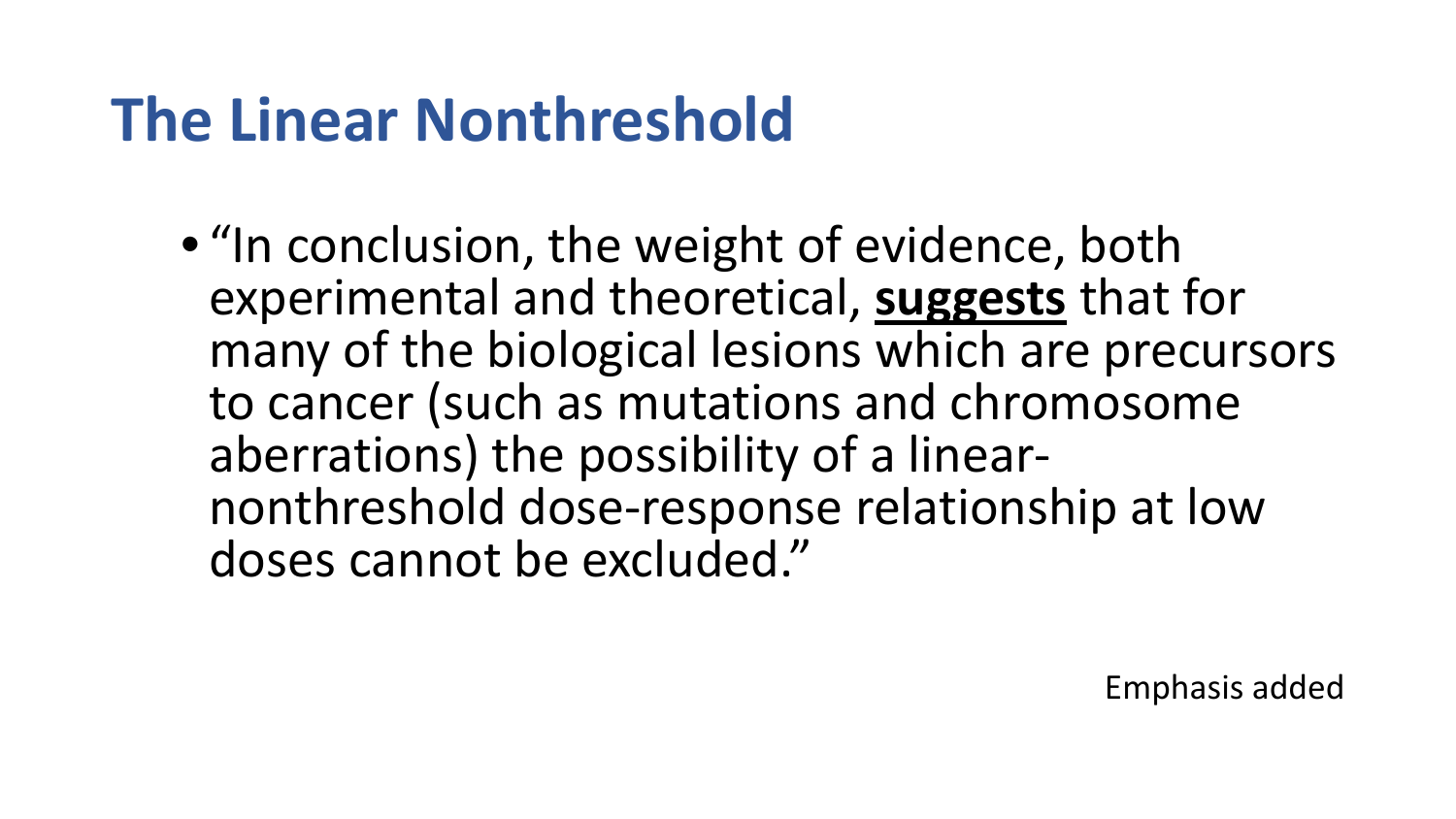# The Linear Nonthreshold

- "In conclusion, the weight of evidence, both experimental and theoretical, <u>**suggests**</u> that for many of the biological lesions which are precursors to cancer (such as mutations and chromosome aberrations) the possibility of a linear-nonthreshold dose-response relationship at low doses cannot be excluded."

Emphasis added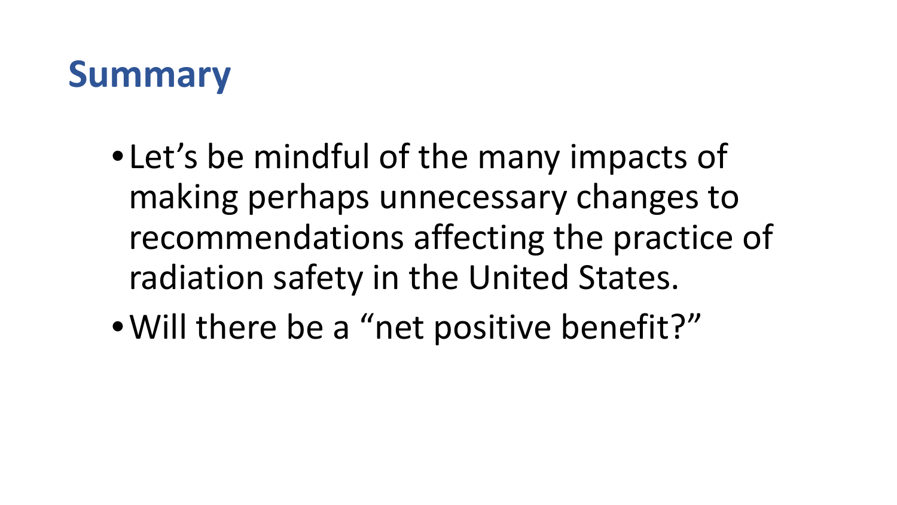# Summary

- Let's be mindful of the many impacts of making perhaps unnecessary changes to recommendations affecting the practice of radiation safety in the United States.
- Will there be a "net positive benefit?"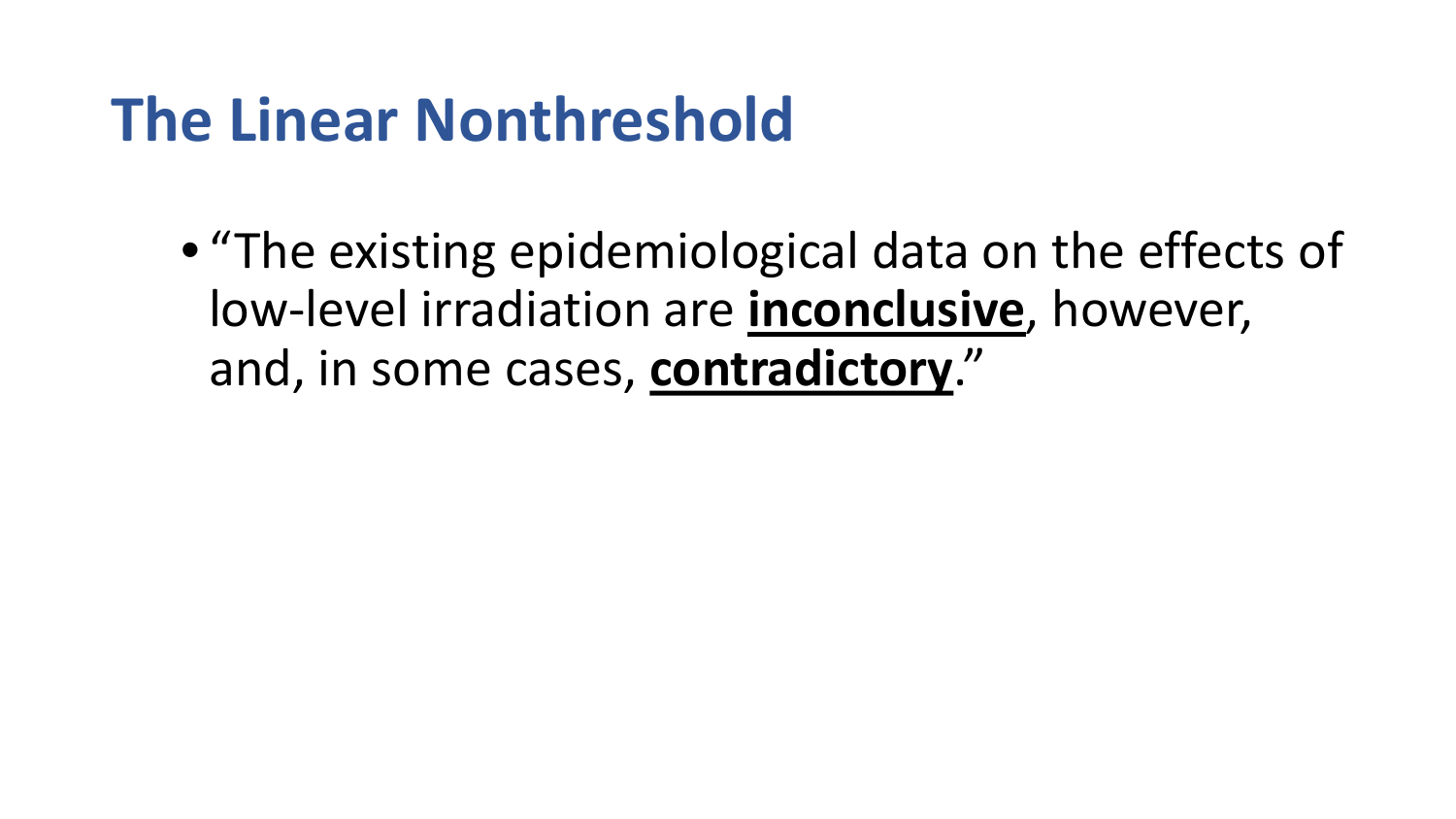# The Linear Nonthreshold

- "The existing epidemiological data on the effects of low-level irradiation are **inconclusive**, however, and, in some cases, **contradictory**."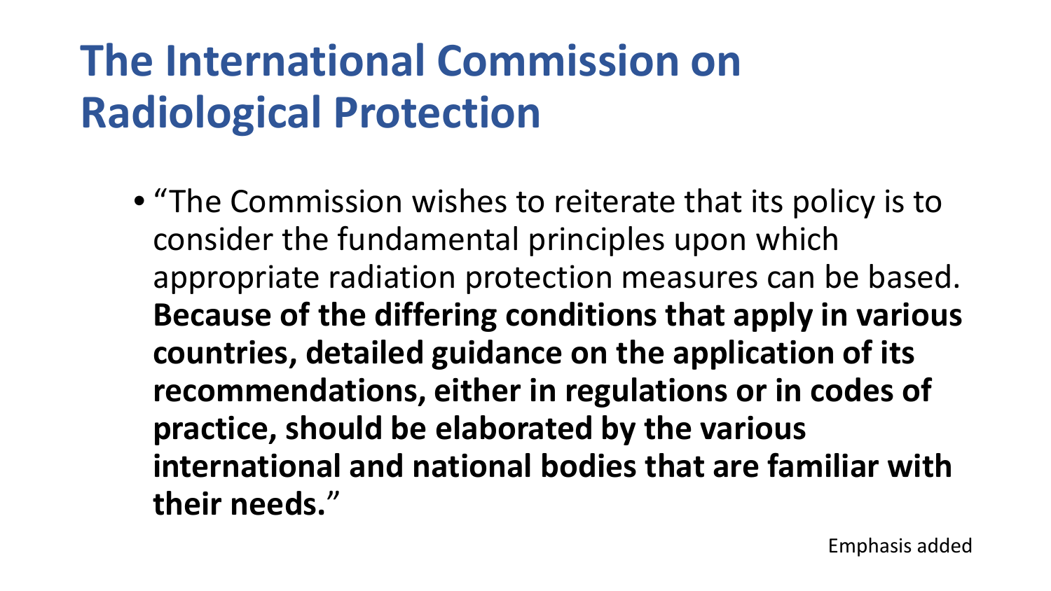# The International Commission on Radiological Protection

- "The Commission wishes to reiterate that its policy is to consider the fundamental principles upon which appropriate radiation protection measures can be based. **Because of the differing conditions that apply in various countries, detailed guidance on the application of its recommendations, either in regulations or in codes of practice, should be elaborated by the various international and national bodies that are familiar with their needs.**"

Emphasis added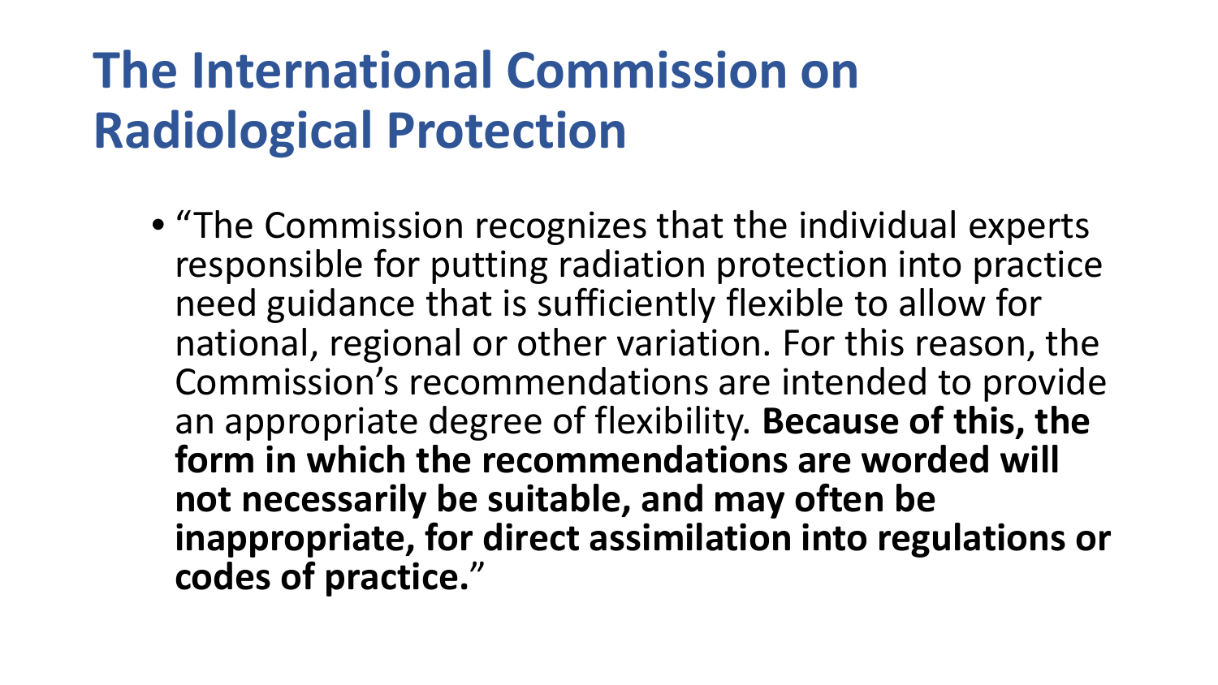# The International Commission on Radiological Protection

- "The Commission recognizes that the individual experts responsible for putting radiation protection into practice need guidance that is sufficiently flexible to allow for national, regional or other variation. For this reason, the Commission's recommendations are intended to provide an appropriate degree of flexibility. **Because of this, the form in which the recommendations are worded will not necessarily be suitable, and may often be inappropriate, for direct assimilation into regulations or codes of practice.**"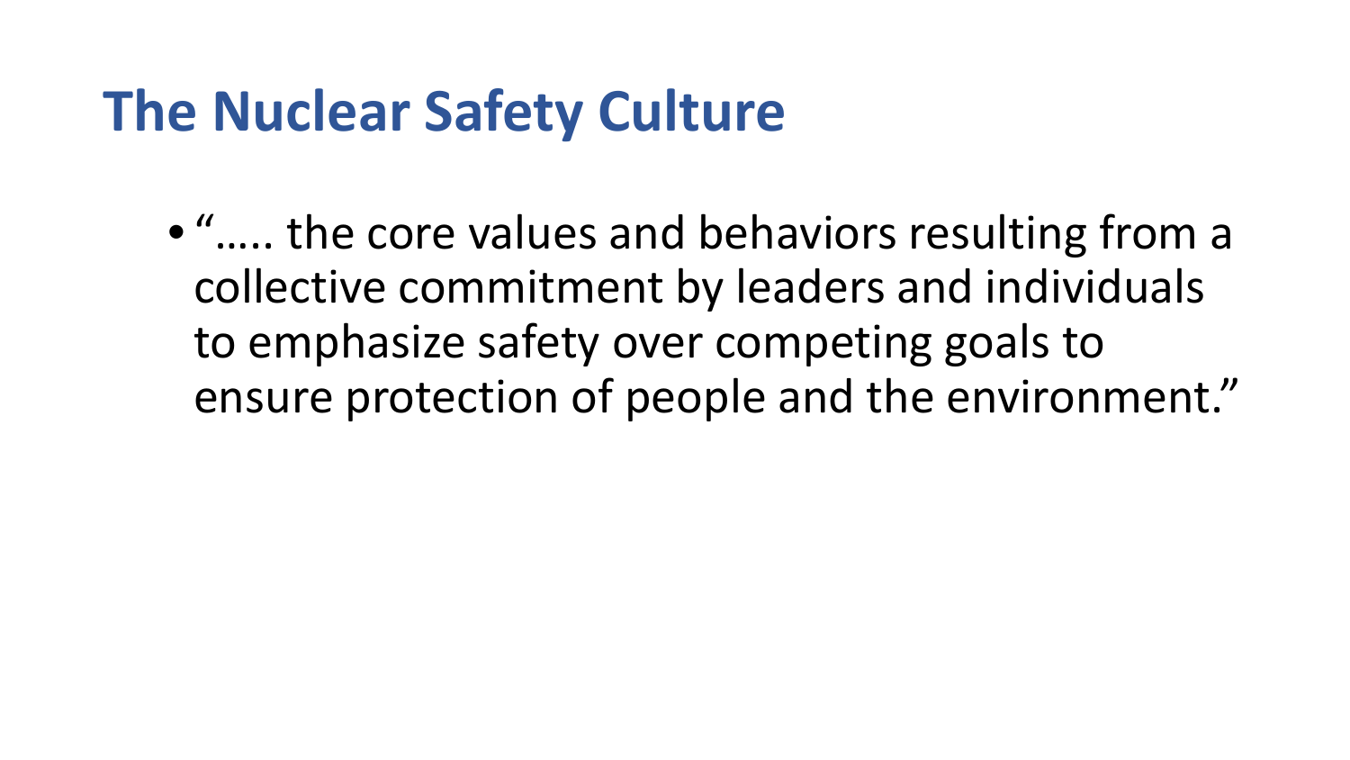# The Nuclear Safety Culture

- "….. the core values and behaviors resulting from a collective commitment by leaders and individuals to emphasize safety over competing goals to ensure protection of people and the environment."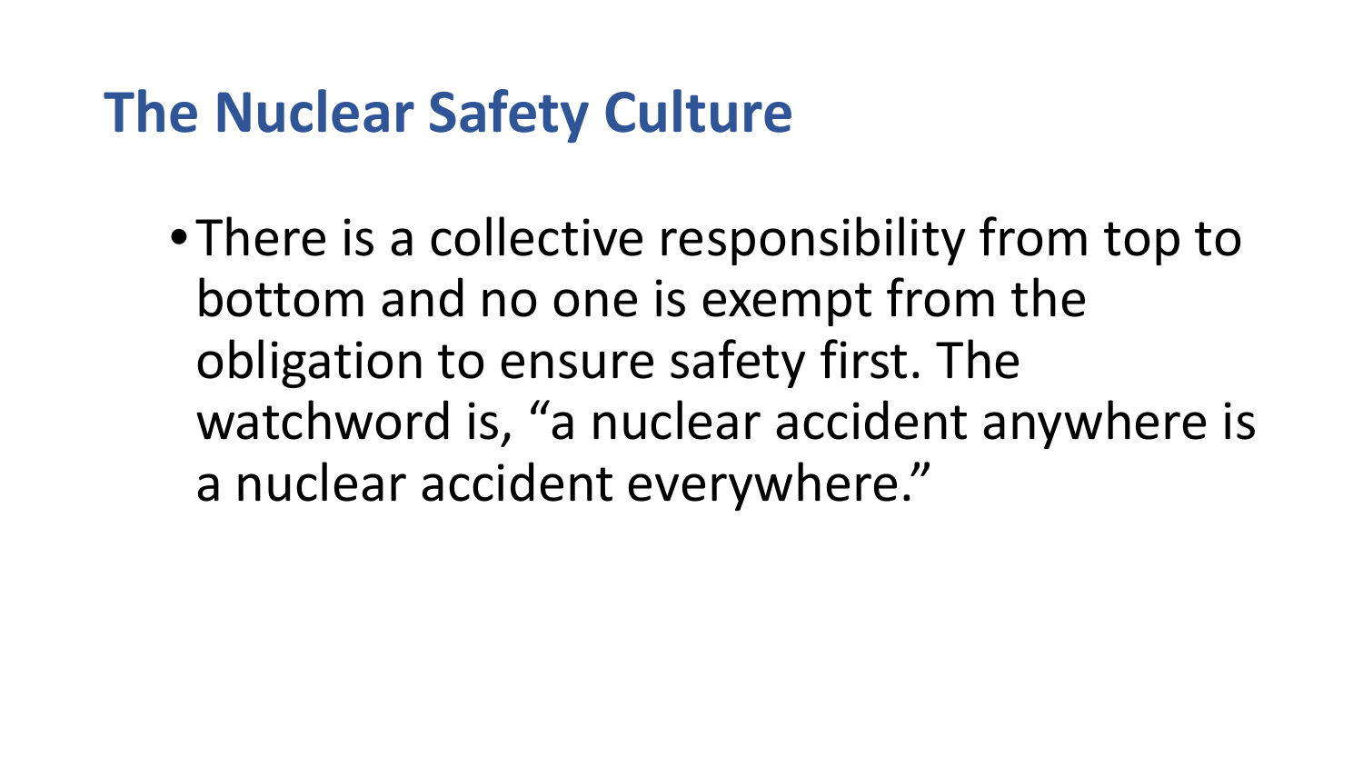# The Nuclear Safety Culture

- There is a collective responsibility from top to bottom and no one is exempt from the obligation to ensure safety first. The watchword is, "a nuclear accident anywhere is a nuclear accident everywhere."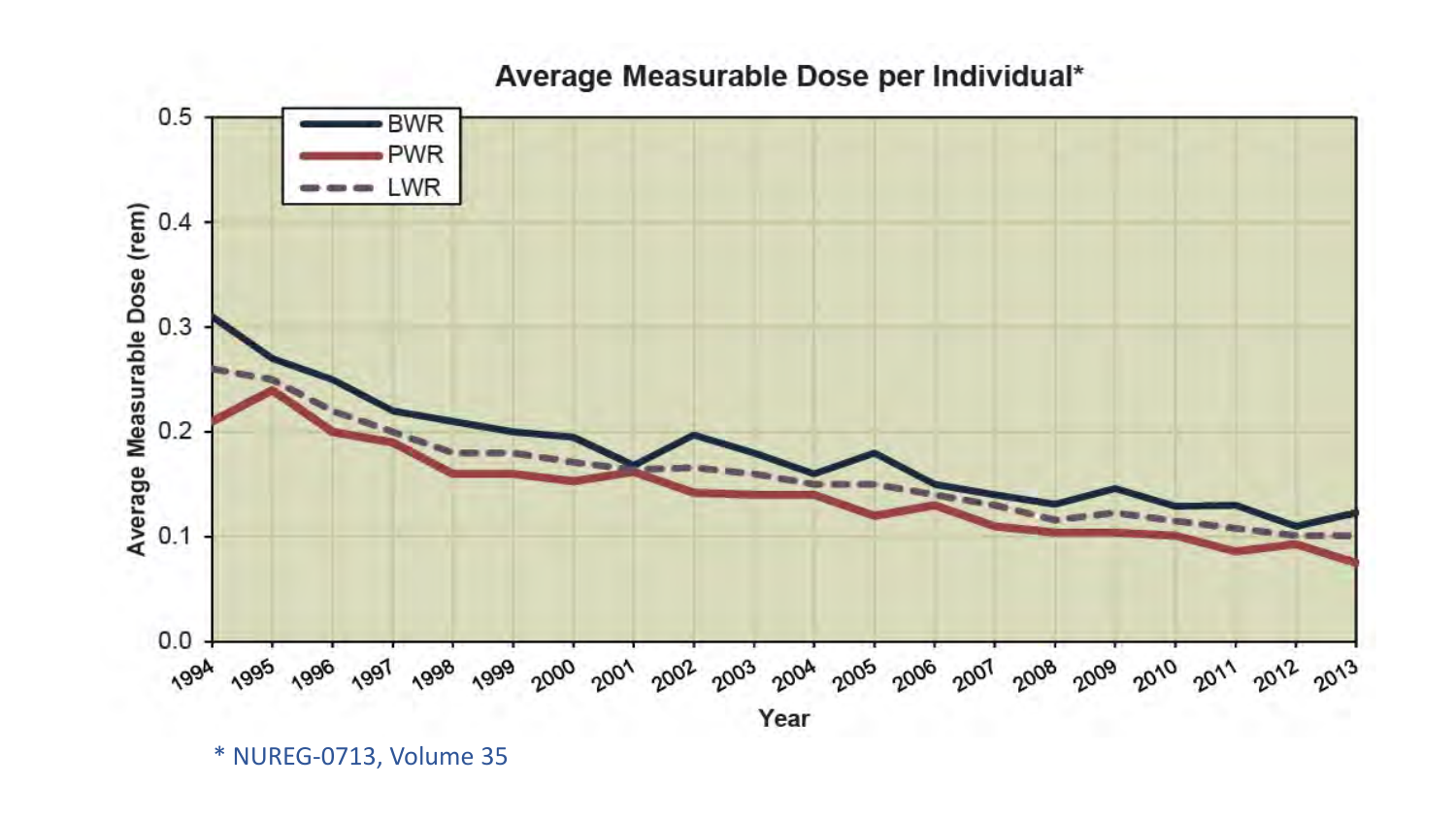Average Measurable Dose per Individual*

BWR

PWR

LWR

0.5

0.4

0.3

0.2

0.1

0.0

Average Measurable Dose (rem)

1994 1995 1996 1997 1998 1999 2000 2001 2002 2003 2004 2005 2006 2007 2008 2009 2010 2011 2012 2013

Year

* NUREG-0713, Volume 35